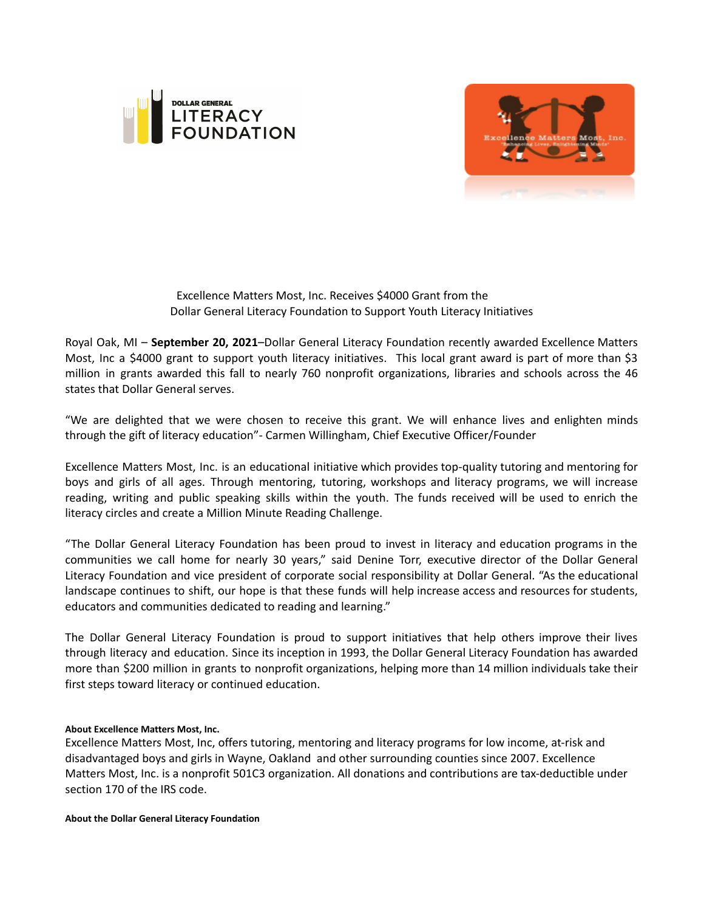Excellence Matters Most, Inc. Receives $4000 Grant from the
Dollar General Literacy Foundation to Support Youth Literacy Initiatives

Royal Oak, MI – **September 20, 2021**–Dollar General Literacy Foundation recently awarded Excellence Matters Most, Inc a $4000 grant to support youth literacy initiatives. This local grant award is part of more than $3 million in grants awarded this fall to nearly 760 nonprofit organizations, libraries and schools across the 46 states that Dollar General serves.

“We are delighted that we were chosen to receive this grant. We will enhance lives and enlighten minds through the gift of literacy education”- Carmen Willingham, Chief Executive Officer/Founder

Excellence Matters Most, Inc. is an educational initiative which provides top-quality tutoring and mentoring for boys and girls of all ages. Through mentoring, tutoring, workshops and literacy programs, we will increase reading, writing and public speaking skills within the youth. The funds received will be used to enrich the literacy circles and create a Million Minute Reading Challenge.

“The Dollar General Literacy Foundation has been proud to invest in literacy and education programs in the communities we call home for nearly 30 years,” said Denine Torr, executive director of the Dollar General Literacy Foundation and vice president of corporate social responsibility at Dollar General. “As the educational landscape continues to shift, our hope is that these funds will help increase access and resources for students, educators and communities dedicated to reading and learning.”

The Dollar General Literacy Foundation is proud to support initiatives that help others improve their lives through literacy and education. Since its inception in 1993, the Dollar General Literacy Foundation has awarded more than $200 million in grants to nonprofit organizations, helping more than 14 million individuals take their first steps toward literacy or continued education.

**About Excellence Matters Most, Inc.**

Excellence Matters Most, Inc, offers tutoring, mentoring and literacy programs for low income, at-risk and disadvantaged boys and girls in Wayne, Oakland and other surrounding counties since 2007. Excellence Matters Most, Inc. is a nonprofit 501C3 organization. All donations and contributions are tax-deductible under section 170 of the IRS code.

**About the Dollar General Literacy Foundation**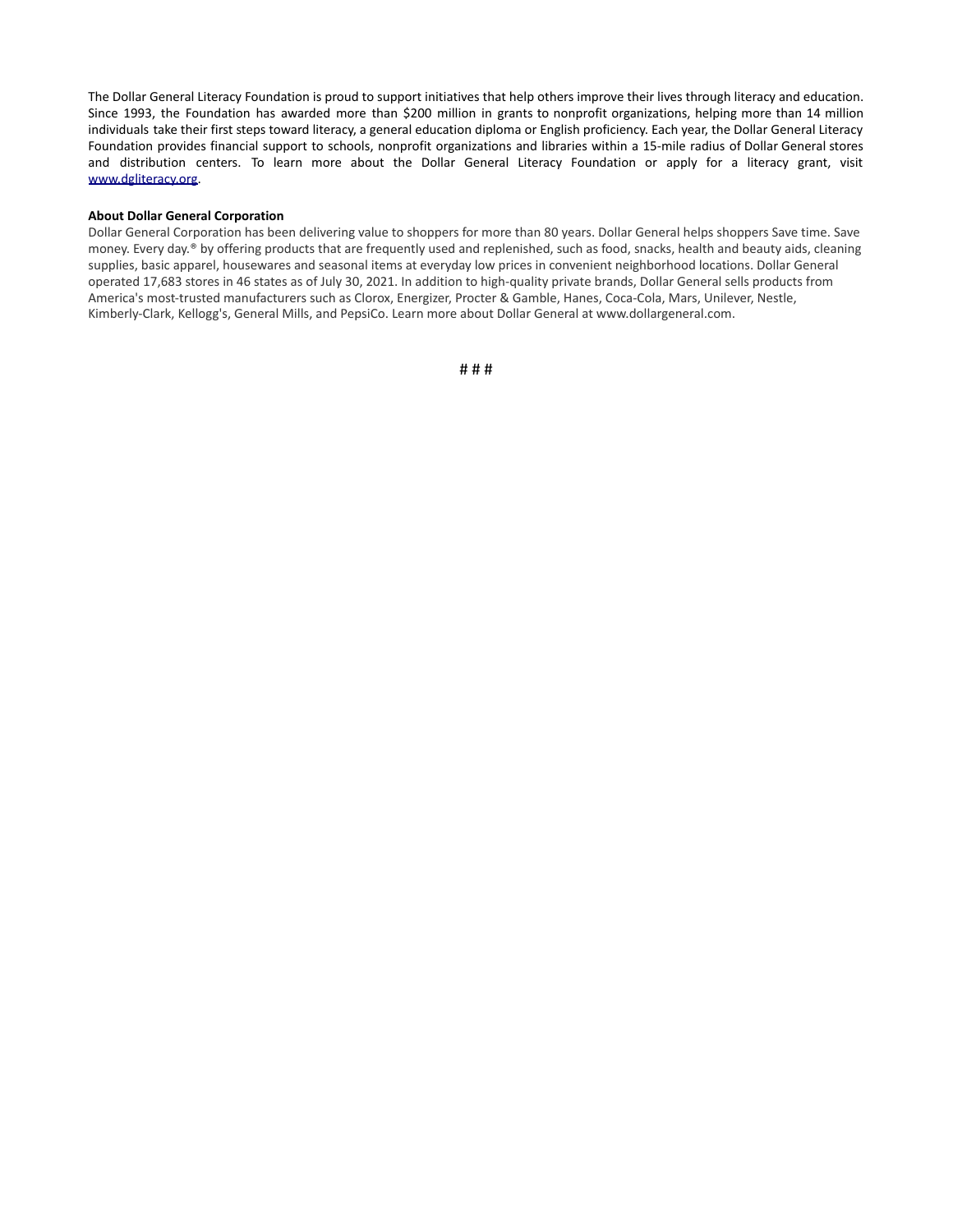The Dollar General Literacy Foundation is proud to support initiatives that help others improve their lives through literacy and education. Since 1993, the Foundation has awarded more than $200 million in grants to nonprofit organizations, helping more than 14 million individuals take their first steps toward literacy, a general education diploma or English proficiency. Each year, the Dollar General Literacy Foundation provides financial support to schools, nonprofit organizations and libraries within a 15-mile radius of Dollar General stores and distribution centers. To learn more about the Dollar General Literacy Foundation or apply for a literacy grant, visit www.dgliteracy.org.

**About Dollar General Corporation**

Dollar General Corporation has been delivering value to shoppers for more than 80 years. Dollar General helps shoppers Save time. Save money. Every day.® by offering products that are frequently used and replenished, such as food, snacks, health and beauty aids, cleaning supplies, basic apparel, housewares and seasonal items at everyday low prices in convenient neighborhood locations. Dollar General operated 17,683 stores in 46 states as of July 30, 2021. In addition to high-quality private brands, Dollar General sells products from America's most-trusted manufacturers such as Clorox, Energizer, Procter & Gamble, Hanes, Coca-Cola, Mars, Unilever, Nestle, Kimberly-Clark, Kellogg's, General Mills, and PepsiCo. Learn more about Dollar General at www.dollargeneral.com.

# # #